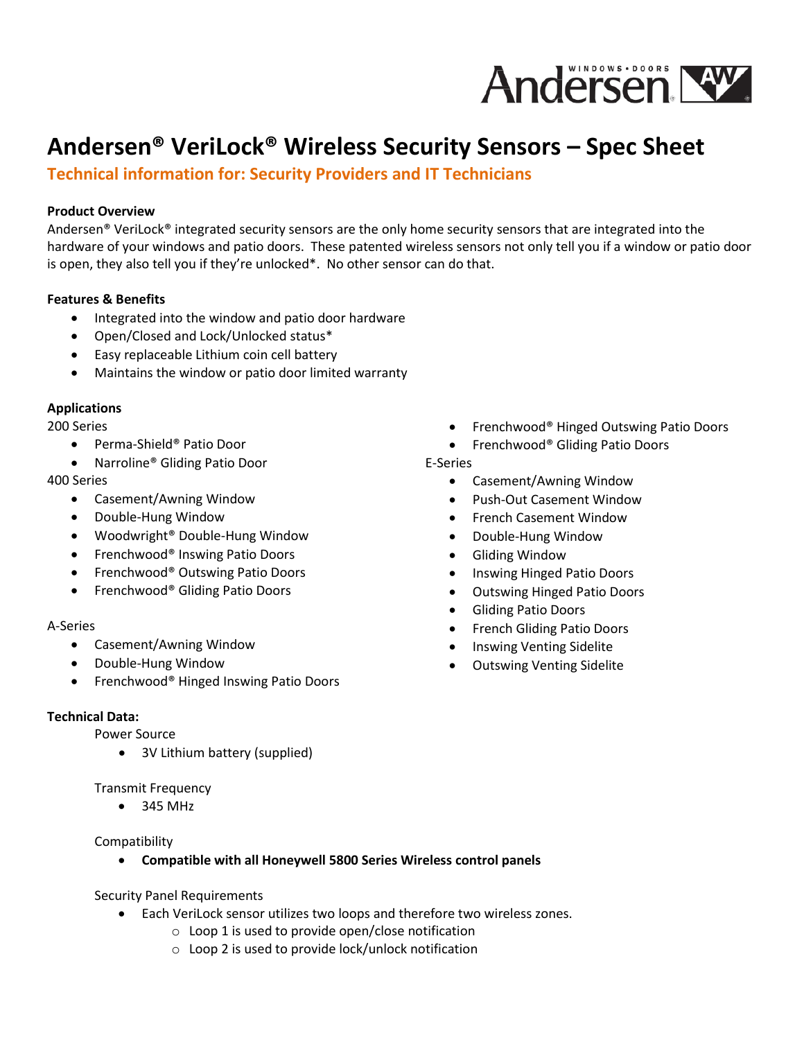# Andersen® VeriLock® Wireless Security Sensors – Spec Sheet

## Technical information for: Security Providers and IT Technicians

**Product Overview**

Andersen® VeriLock® integrated security sensors are the only home security sensors that are integrated into the hardware of your windows and patio doors. These patented wireless sensors not only tell you if a window or patio door is open, they also tell you if they're unlocked*. No other sensor can do that.

**Features & Benefits**

- Integrated into the window and patio door hardware
- Open/Closed and Lock/Unlocked status*
- Easy replaceable Lithium coin cell battery
- Maintains the window or patio door limited warranty

**Applications**

200 Series

- Perma-Shield® Patio Door
- Narroline® Gliding Patio Door

400 Series

- Casement/Awning Window
- Double-Hung Window
- Woodwright® Double-Hung Window
- Frenchwood® Inswing Patio Doors
- Frenchwood® Outswing Patio Doors
- Frenchwood® Gliding Patio Doors

A-Series

- Casement/Awning Window
- Double-Hung Window
- Frenchwood® Hinged Inswing Patio Doors
- Frenchwood® Hinged Outswing Patio Doors
- Frenchwood® Gliding Patio Doors

E-Series

- Casement/Awning Window
- Push-Out Casement Window
- French Casement Window
- Double-Hung Window
- Gliding Window
- Inswing Hinged Patio Doors
- Outswing Hinged Patio Doors
- Gliding Patio Doors
- French Gliding Patio Doors
- Inswing Venting Sidelite
- Outswing Venting Sidelite

**Technical Data:**

Power Source

- 3V Lithium battery (supplied)

Transmit Frequency

- 345 MHz

Compatibility

- **Compatible with all Honeywell 5800 Series Wireless control panels**

Security Panel Requirements

- Each VeriLock sensor utilizes two loops and therefore two wireless zones.
  - Loop 1 is used to provide open/close notification
  - Loop 2 is used to provide lock/unlock notification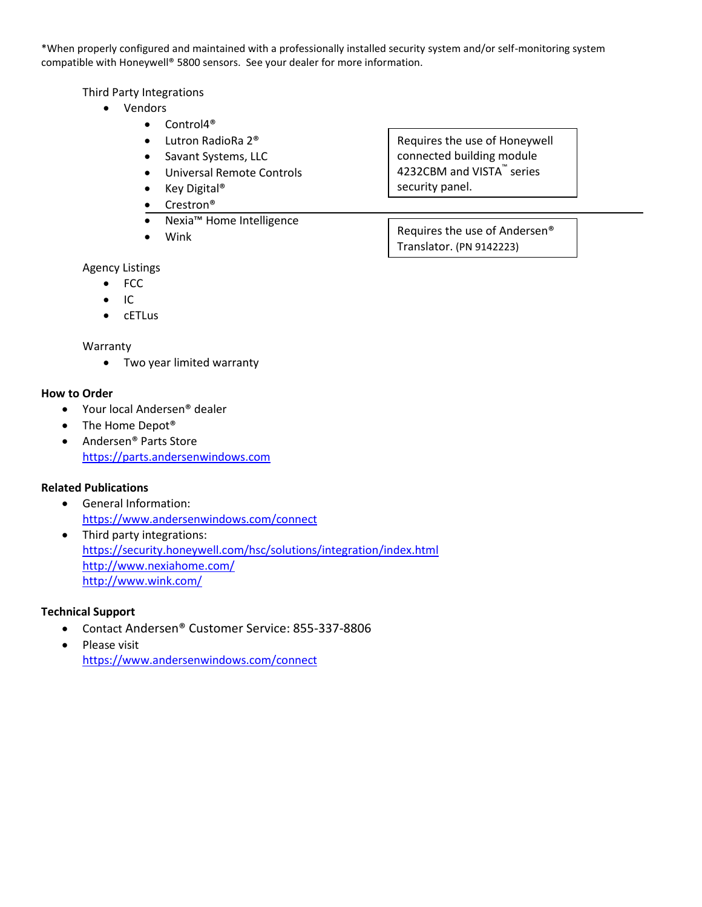*When properly configured and maintained with a professionally installed security system and/or self-monitoring system compatible with Honeywell® 5800 sensors. See your dealer for more information.

Third Party Integrations

- Vendors
    - Control4®
    - Lutron RadioRa 2®
    - Savant Systems, LLC
    - Universal Remote Controls
    - Key Digital®
    - Crestron®

    Requires the use of Honeywell connected building module 4232CBM and VISTA™ series security panel.

    - Nexia™ Home Intelligence
    - Wink

    Requires the use of Andersen® Translator. (PN 9142223)

Agency Listings

- FCC
- IC
- cETLus

Warranty

- Two year limited warranty

**How to Order**

- Your local Andersen® dealer
- The Home Depot®
- Andersen® Parts Store
  https://parts.andersenwindows.com

**Related Publications**

- General Information:
  https://www.andersenwindows.com/connect
- Third party integrations:
  https://security.honeywell.com/hsc/solutions/integration/index.html
  http://www.nexiahome.com/
  http://www.wink.com/

**Technical Support**

- Contact Andersen® Customer Service: 855-337-8806
- Please visit
  https://www.andersenwindows.com/connect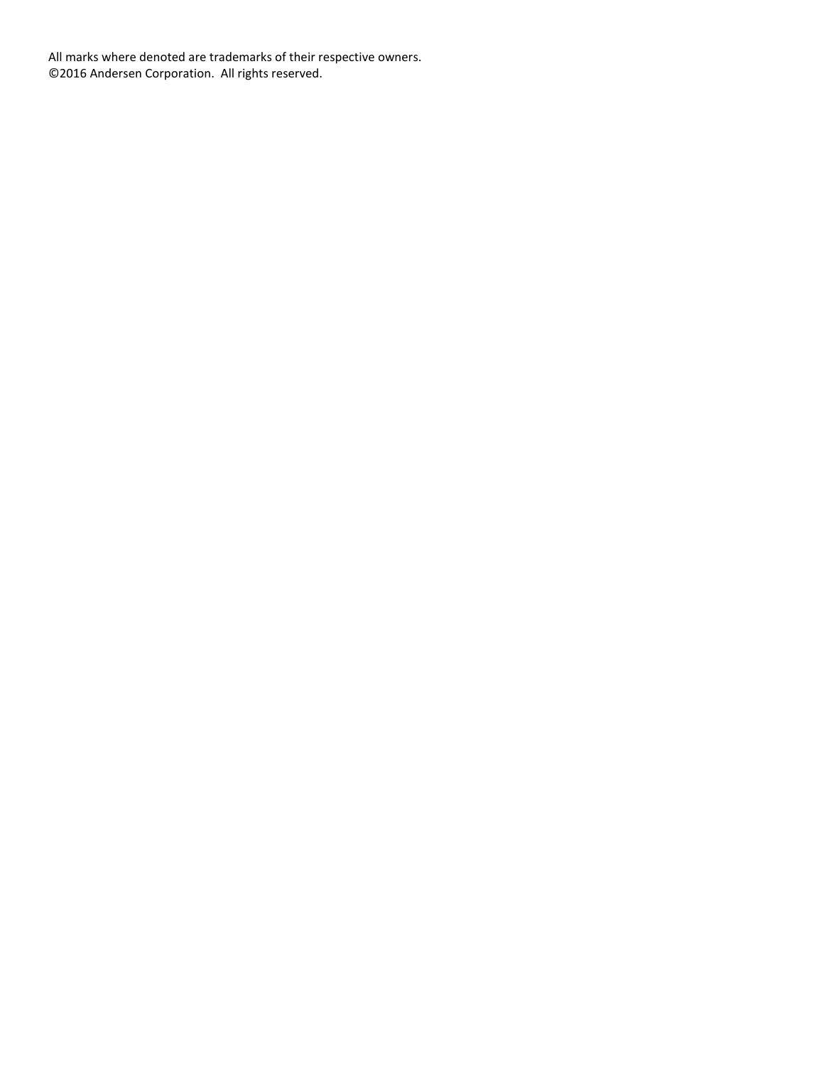All marks where denoted are trademarks of their respective owners.
©2016 Andersen Corporation. All rights reserved.